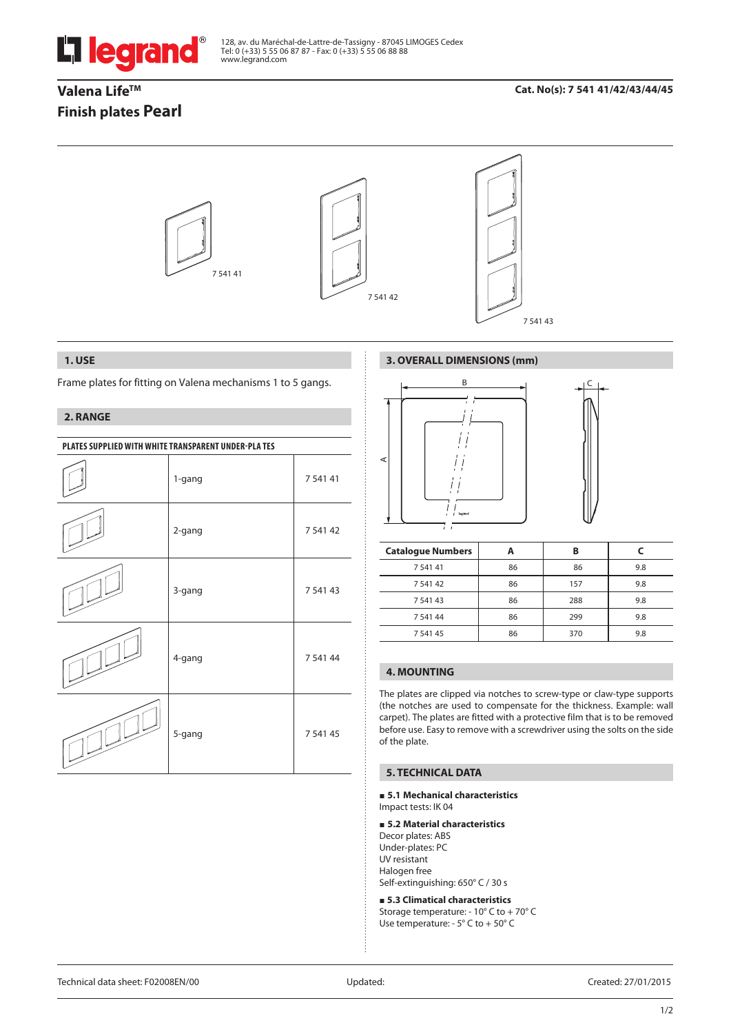128, av. du Maréchal-de-Lattre-de-Tassigny - 87045 LIMOGES Cedex
Tel: 0 (+33) 5 55 06 87 87 - Fax: 0 (+33) 5 55 06 88 88
www.legrand.com

# Valena Life™
# Finish plates Pearl

**Cat. No(s): 7 541 41/42/43/44/45**

7 541 41

7 541 42

7 541 43

## 1. USE

Frame plates for fitting on Valena mechanisms 1 to 5 gangs.

## 2. RANGE

| PLATES SUPPLIED WITH WHITE TRANSPARENT UNDER-PLA TES | | |
|---|---|---|
| | 1-gang | 7 541 41 |
| | 2-gang | 7 541 42 |
| | 3-gang | 7 541 43 |
| | 4-gang | 7 541 44 |
| | 5-gang | 7 541 45 |

## 3. OVERALL DIMENSIONS (mm)

| Catalogue Numbers | A | B | C |
|---|---|---|---|
| 7 541 41 | 86 | 86 | 9.8 |
| 7 541 42 | 86 | 157 | 9.8 |
| 7 541 43 | 86 | 288 | 9.8 |
| 7 541 44 | 86 | 299 | 9.8 |
| 7 541 45 | 86 | 370 | 9.8 |

## 4. MOUNTING

The plates are clipped via notches to screw-type or claw-type supports (the notches are used to compensate for the thickness. Example: wall carpet). The plates are fitted with a protective film that is to be removed before use. Easy to remove with a screwdriver using the solts on the side of the plate.

## 5. TECHNICAL DATA

**■ 5.1 Mechanical characteristics**
Impact tests: IK 04

**■ 5.2 Material characteristics**
Decor plates: ABS
Under-plates: PC
UV resistant
Halogen free
Self-extinguishing: 650° C / 30 s

**■ 5.3 Climatical characteristics**
Storage temperature: - 10° C to + 70° C
Use temperature: - 5° C to + 50° C

Technical data sheet: F02008EN/00 Updated: Created: 27/01/2015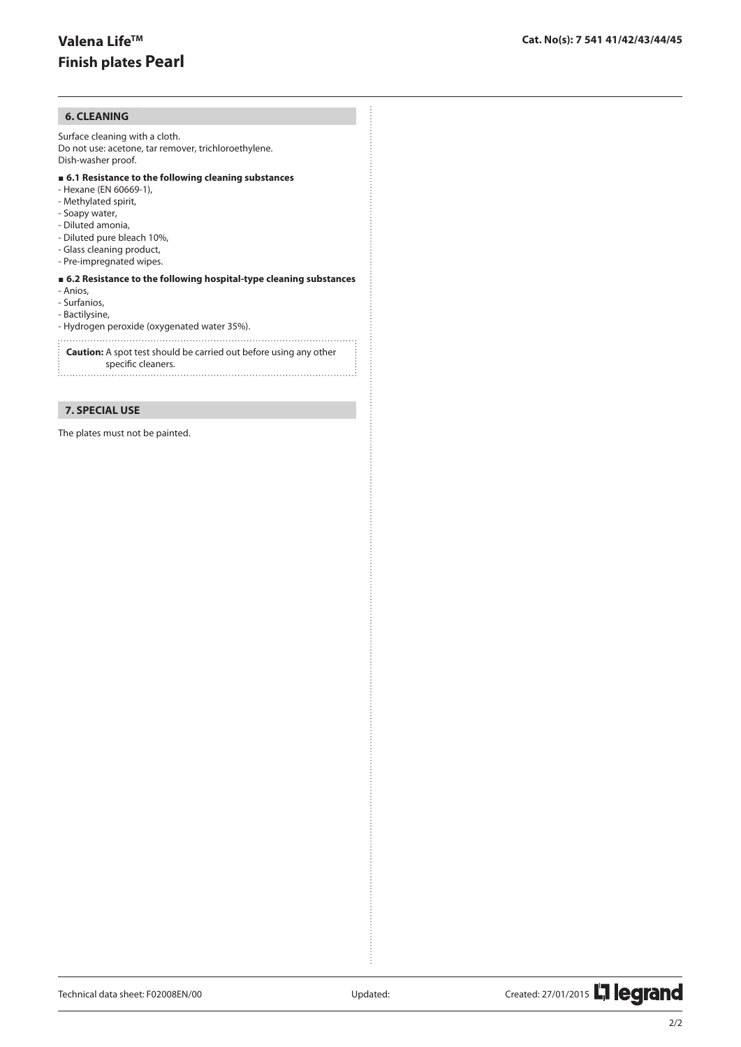## 6. CLEANING

Surface cleaning with a cloth.
Do not use: acetone, tar remover, trichloroethylene.
Dish-washer proof.

### ■ 6.1 Resistance to the following cleaning substances

- Hexane (EN 60669-1),
- Methylated spirit,
- Soapy water,
- Diluted amonia,
- Diluted pure bleach 10%,
- Glass cleaning product,
- Pre-impregnated wipes.

### ■ 6.2 Resistance to the following hospital-type cleaning substances

- Anios,
- Surfanios,
- Bactilysine,
- Hydrogen peroxide (oxygenated water 35%).

**Caution:** A spot test should be carried out before using any other specific cleaners.

## 7. SPECIAL USE

The plates must not be painted.